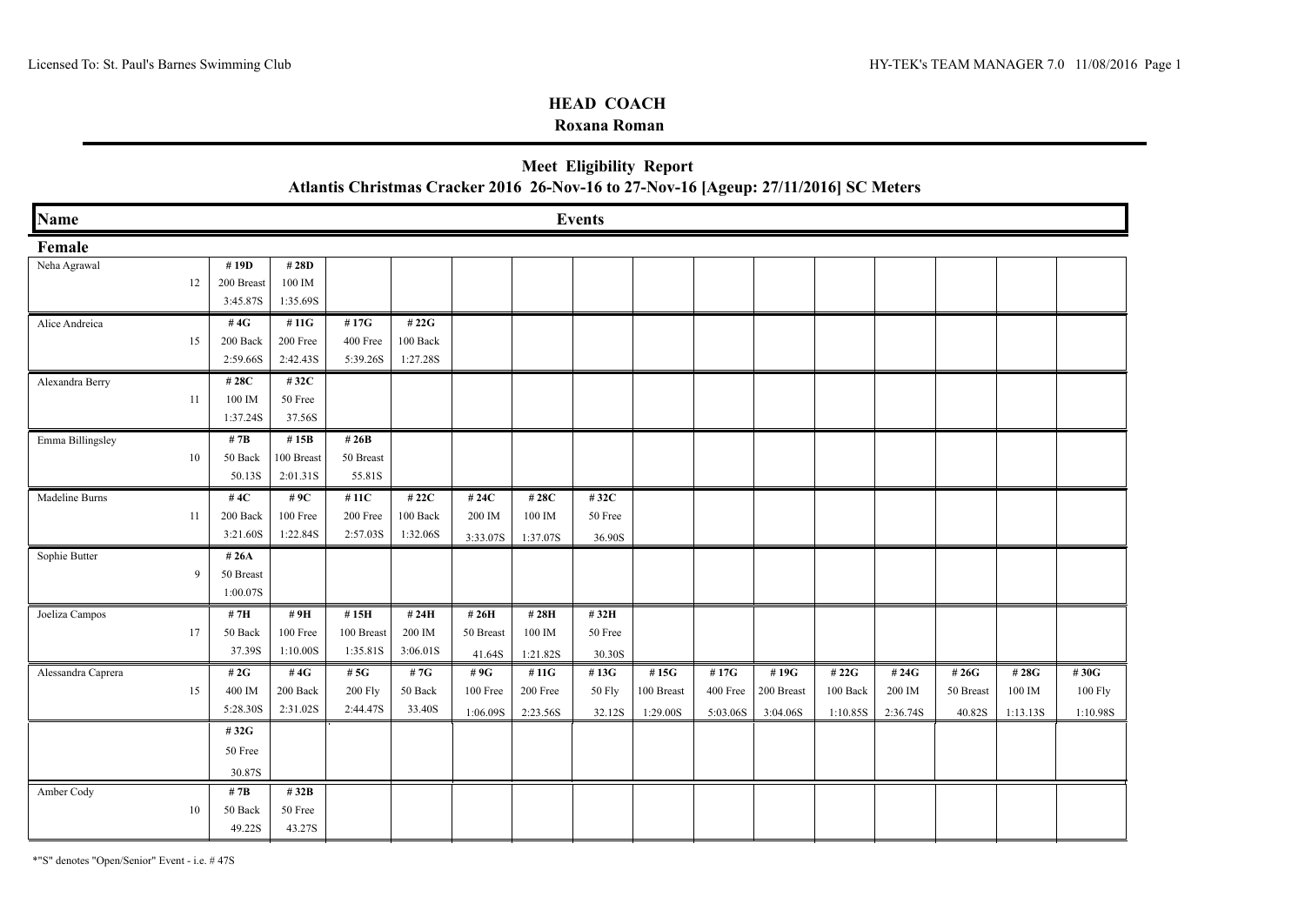Licensed To: St. Paul's Barnes Swimming Club HY-TEK's TEAM MANAGER 7.0 11/08/2016

## HEAD COACH

**Roxana Roman**

## Meet Eligibility Report

**Atlantis Christmas Cracker 2016 26-Nov-16 to 27-Nov-16 [Ageup: 27/11/2016] SC Meters**

| Name | Age | Events | | | | | | | | | | | | | | |
|---|---|---|---|---|---|---|---|---|---|---|---|---|---|---|---|---|
| **Female** | | | | | | | | | | | | | | | | |
| Neha Agrawal | 12 | #19D 200 Breast 3:45.87S | #28D 100 IM 1:35.69S | | | | | | | | | | | | | |
| Alice Andreica | 15 | #4G 200 Back 2:59.66S | #11G 200 Free 2:42.43S | #17G 400 Free 5:39.26S | #22G 100 Back 1:27.28S | | | | | | | | | | | |
| Alexandra Berry | 11 | #28C 100 IM 1:37.24S | #32C 50 Free 37.56S | | | | | | | | | | | | | |
| Emma Billingsley | 10 | #7B 50 Back 50.13S | #15B 100 Breast 2:01.31S | #26B 50 Breast 55.81S | | | | | | | | | | | | |
| Madeline Burns | 11 | #4C 200 Back 3:21.60S | #9C 100 Free 1:22.84S | #11C 200 Free 2:57.03S | #22C 100 Back 1:32.06S | #24C 200 IM 3:33.07S | #28C 100 IM 1:37.07S | #32C 50 Free 36.90S | | | | | | | | |
| Sophie Butter | 9 | #26A 50 Breast 1:00.07S | | | | | | | | | | | | | | |
| Joeliza Campos | 17 | #7H 50 Back 37.39S | #9H 100 Free 1:10.00S | #15H 100 Breast 1:35.81S | #24H 200 IM 3:06.01S | #26H 50 Breast 41.64S | #28H 100 IM 1:21.82S | #32H 50 Free 30.30S | | | | | | | | |
| Alessandra Caprera | 15 | #2G 400 IM 5:28.30S | #4G 200 Back 2:31.02S | #5G 200 Fly 2:44.47S | #7G 50 Back 33.40S | #9G 100 Free 1:06.09S | #11G 200 Free 2:23.56S | #13G 50 Fly 32.12S | #15G 100 Breast 1:29.00S | #17G 400 Free 5:03.06S | #19G 200 Breast 3:04.06S | #22G 100 Back 1:10.85S | #24G 200 IM 2:36.74S | #26G 50 Breast 40.82S | #28G 100 IM 1:13.13S | #30G 100 Fly 1:10.98S |
| | | #32G 50 Free 30.87S | | | | | | | | | | | | | | |
| Amber Cody | 10 | #7B 50 Back 49.22S | #32B 50 Free 43.27S | | | | | | | | | | | | | |

*"S" denotes "Open/Senior" Event - i.e. # 47S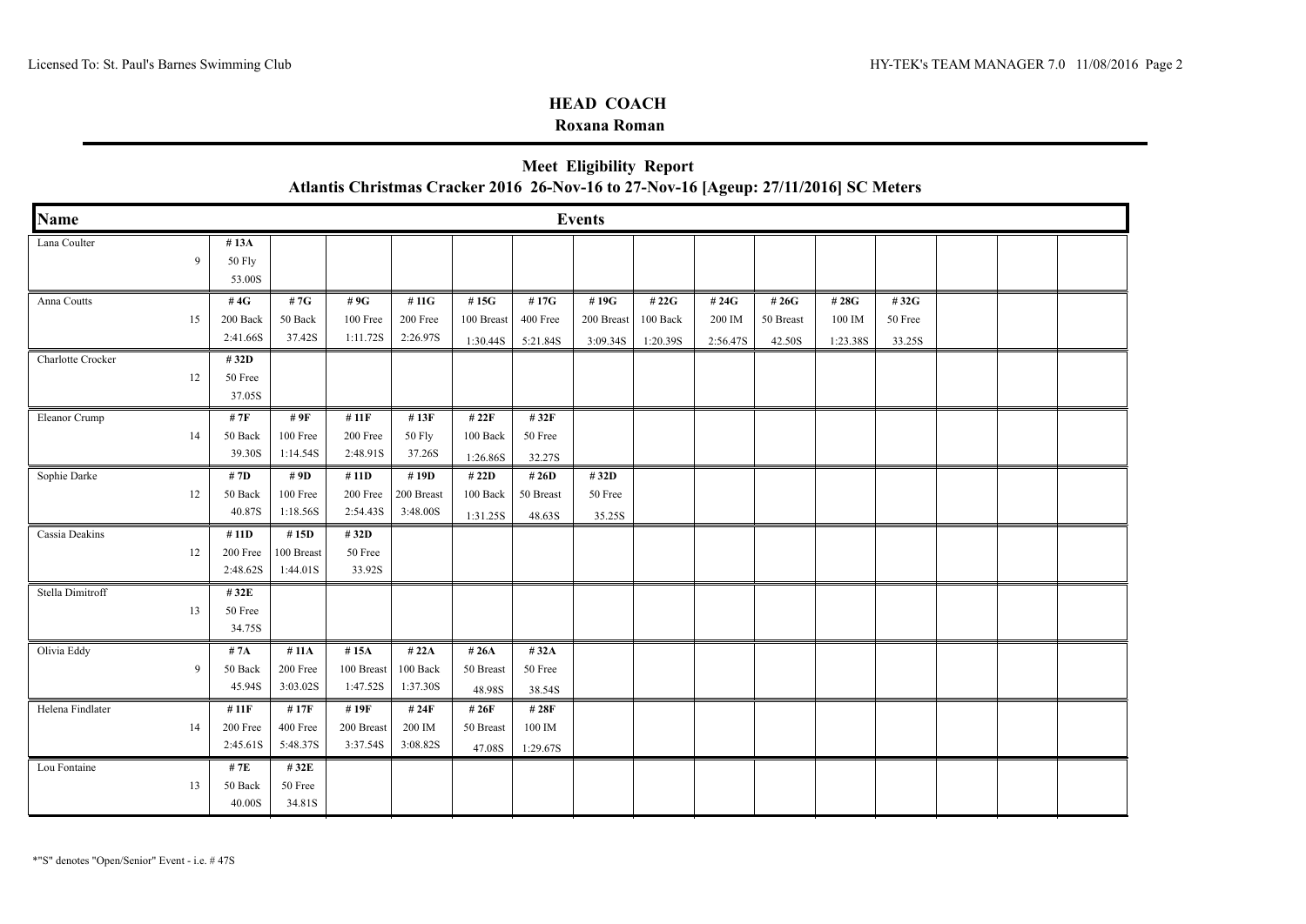## HEAD COACH

**Roxana Roman**

## Meet Eligibility Report

**Atlantis Christmas Cracker 2016 26-Nov-16 to 27-Nov-16 [Ageup: 27/11/2016] SC Meters**

| Name | Age | Events | | | | | | | | | | | |
|---|---|---|---|---|---|---|---|---|---|---|---|---|---|
| Lana Coulter | 9 | #13A 50 Fly 53.00S | | | | | | | | | | | |
| Anna Coutts | 15 | #4G 200 Back 2:41.66S | #7G 50 Back 37.42S | #9G 100 Free 1:11.72S | #11G 200 Free 2:26.97S | #15G 100 Breast 1:30.44S | #17G 400 Free 5:21.84S | #19G 200 Breast 3:09.34S | #22G 100 Back 1:20.39S | #24G 200 IM 2:56.47S | #26G 50 Breast 42.50S | #28G 100 IM 1:23.38S | #32G 50 Free 33.25S |
| Charlotte Crocker | 12 | #32D 50 Free 37.05S | | | | | | | | | | | |
| Eleanor Crump | 14 | #7F 50 Back 39.30S | #9F 100 Free 1:14.54S | #11F 200 Free 2:48.91S | #13F 50 Fly 37.26S | #22F 100 Back 1:26.86S | #32F 50 Free 32.27S | | | | | | |
| Sophie Darke | 12 | #7D 50 Back 40.87S | #9D 100 Free 1:18.56S | #11D 200 Free 2:54.43S | #19D 200 Breast 3:48.00S | #22D 100 Back 1:31.25S | #26D 50 Breast 48.63S | #32D 50 Free 35.25S | | | | | |
| Cassia Deakins | 12 | #11D 200 Free 2:48.62S | #15D 100 Breast 1:44.01S | #32D 50 Free 33.92S | | | | | | | | | |
| Stella Dimitroff | 13 | #32E 50 Free 34.75S | | | | | | | | | | | |
| Olivia Eddy | 9 | #7A 50 Back 45.94S | #11A 200 Free 3:03.02S | #15A 100 Breast 1:47.52S | #22A 100 Back 1:37.30S | #26A 50 Breast 48.98S | #32A 50 Free 38.54S | | | | | | |
| Helena Findlater | 14 | #11F 200 Free 2:45.61S | #17F 400 Free 5:48.37S | #19F 200 Breast 3:37.54S | #24F 200 IM 3:08.82S | #26F 50 Breast 47.08S | #28F 100 IM 1:29.67S | | | | | | |
| Lou Fontaine | 13 | #7E 50 Back 40.00S | #32E 50 Free 34.81S | | | | | | | | | | |

*"S" denotes "Open/Senior" Event - i.e. # 47S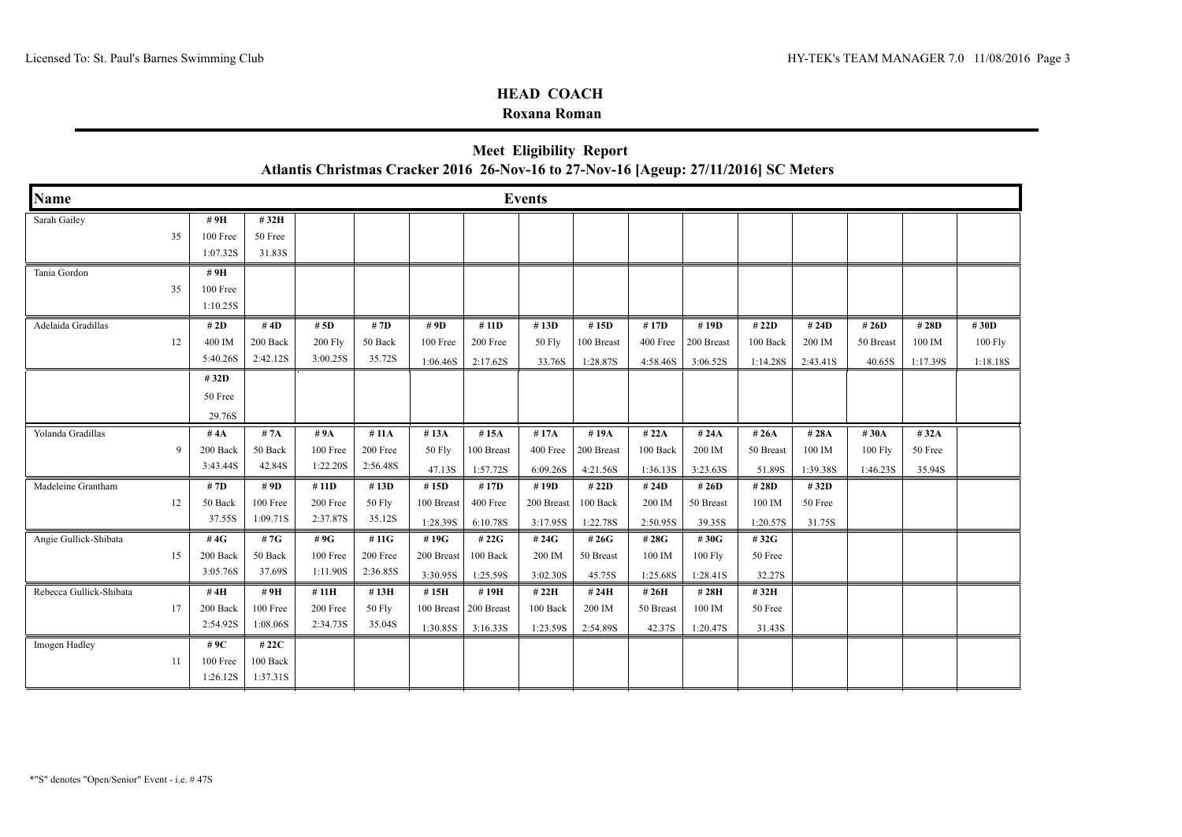## HEAD COACH

**Roxana Roman**

## Meet Eligibility Report

**Atlantis Christmas Cracker 2016 26-Nov-16 to 27-Nov-16 [Ageup: 27/11/2016] SC Meters**

| Name | | Events | | | | | | | | | | | | | | |
|---|---|---|---|---|---|---|---|---|---|---|---|---|---|---|---|---|
| Sarah Gailey | 35 | **# 9H**<br>100 Free<br>1:07.32S | **# 32H**<br>50 Free<br>31.83S | | | | | | | | | | | | | |
| Tania Gordon | 35 | **# 9H**<br>100 Free<br>1:10.25S | | | | | | | | | | | | | | |
| Adelaida Gradillas | 12 | **# 2D**<br>400 IM<br>5:40.26S | **# 4D**<br>200 Back<br>2:42.12S | **# 5D**<br>200 Fly<br>3:00.25S | **# 7D**<br>50 Back<br>35.72S | **# 9D**<br>100 Free<br>1:06.46S | **# 11D**<br>200 Free<br>2:17.62S | **# 13D**<br>50 Fly<br>33.76S | **# 15D**<br>100 Breast<br>1:28.87S | **# 17D**<br>400 Free<br>4:58.46S | **# 19D**<br>200 Breast<br>3:06.52S | **# 22D**<br>100 Back<br>1:14.28S | **# 24D**<br>200 IM<br>2:43.41S | **# 26D**<br>50 Breast<br>40.65S | **# 28D**<br>100 IM<br>1:17.39S | **# 30D**<br>100 Fly<br>1:18.18S |
| | | **# 32D**<br>50 Free<br>29.76S | | | | | | | | | | | | | | |
| Yolanda Gradillas | 9 | **# 4A**<br>200 Back<br>3:43.44S | **# 7A**<br>50 Back<br>42.84S | **# 9A**<br>100 Free<br>1:22.20S | **# 11A**<br>200 Free<br>2:56.48S | **# 13A**<br>50 Fly<br>47.13S | **# 15A**<br>100 Breast<br>1:57.72S | **# 17A**<br>400 Free<br>6:09.26S | **# 19A**<br>200 Breast<br>4:21.56S | **# 22A**<br>100 Back<br>1:36.13S | **# 24A**<br>200 IM<br>3:23.63S | **# 26A**<br>50 Breast<br>51.89S | **# 28A**<br>100 IM<br>1:39.38S | **# 30A**<br>100 Fly<br>1:46.23S | **# 32A**<br>50 Free<br>35.94S | |
| Madeleine Grantham | 12 | **# 7D**<br>50 Back<br>37.55S | **# 9D**<br>100 Free<br>1:09.71S | **# 11D**<br>200 Free<br>2:37.87S | **# 13D**<br>50 Fly<br>35.12S | **# 15D**<br>100 Breast<br>1:28.39S | **# 17D**<br>400 Free<br>6:10.78S | **# 19D**<br>200 Breast<br>3:17.95S | **# 22D**<br>100 Back<br>1:22.78S | **# 24D**<br>200 IM<br>2:50.95S | **# 26D**<br>50 Breast<br>39.35S | **# 28D**<br>100 IM<br>1:20.57S | **# 32D**<br>50 Free<br>31.75S | | | |
| Angie Gullick-Shibata | 15 | **# 4G**<br>200 Back<br>3:05.76S | **# 7G**<br>50 Back<br>37.69S | **# 9G**<br>100 Free<br>1:11.90S | **# 11G**<br>200 Free<br>2:36.85S | **# 19G**<br>200 Breast<br>3:30.95S | **# 22G**<br>100 Back<br>1:25.59S | **# 24G**<br>200 IM<br>3:02.30S | **# 26G**<br>50 Breast<br>45.75S | **# 28G**<br>100 IM<br>1:25.68S | **# 30G**<br>100 Fly<br>1:28.41S | **# 32G**<br>50 Free<br>32.27S | | | | |
| Rebecca Gullick-Shibata | 17 | **# 4H**<br>200 Back<br>2:54.92S | **# 9H**<br>100 Free<br>1:08.06S | **# 11H**<br>200 Free<br>2:34.73S | **# 13H**<br>50 Fly<br>35.04S | **# 15H**<br>100 Breast<br>1:30.85S | **# 19H**<br>200 Breast<br>3:16.33S | **# 22H**<br>100 Back<br>1:23.59S | **# 24H**<br>200 IM<br>2:54.89S | **# 26H**<br>50 Breast<br>42.37S | **# 28H**<br>100 IM<br>1:20.47S | **# 32H**<br>50 Free<br>31.43S | | | | |
| Imogen Hadley | 11 | **# 9C**<br>100 Free<br>1:26.12S | **# 22C**<br>100 Back<br>1:37.31S | | | | | | | | | | | | | |

*"S" denotes "Open/Senior" Event - i.e. # 47S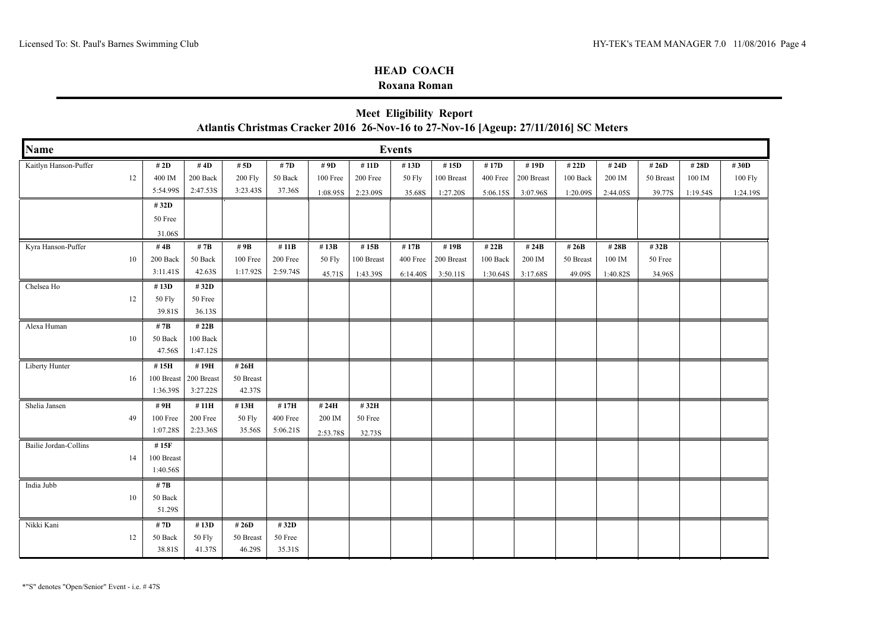## HEAD COACH

**Roxana Roman**

## Meet Eligibility Report

**Atlantis Christmas Cracker 2016 26-Nov-16 to 27-Nov-16 [Ageup: 27/11/2016] SC Meters**

| Name | | Events | | | | | | | | | | | | | | |
|---|---|---|---|---|---|---|---|---|---|---|---|---|---|---|---|---|
| Kaitlyn Hanson-Puffer | 12 | **# 2D**<br>400 IM<br>5:54.99S | **# 4D**<br>200 Back<br>2:47.53S | **# 5D**<br>200 Fly<br>3:23.43S | **# 7D**<br>50 Back<br>37.36S | **# 9D**<br>100 Free<br>1:08.95S | **# 11D**<br>200 Free<br>2:23.09S | **# 13D**<br>50 Fly<br>35.68S | **# 15D**<br>100 Breast<br>1:27.20S | **# 17D**<br>400 Free<br>5:06.15S | **# 19D**<br>200 Breast<br>3:07.96S | **# 22D**<br>100 Back<br>1:20.09S | **# 24D**<br>200 IM<br>2:44.05S | **# 26D**<br>50 Breast<br>39.77S | **# 28D**<br>100 IM<br>1:19.54S | **# 30D**<br>100 Fly<br>1:24.19S |
| | | **# 32D**<br>50 Free<br>31.06S | | | | | | | | | | | | | | |
| Kyra Hanson-Puffer | 10 | **# 4B**<br>200 Back<br>3:11.41S | **# 7B**<br>50 Back<br>42.63S | **# 9B**<br>100 Free<br>1:17.92S | **# 11B**<br>200 Free<br>2:59.74S | **# 13B**<br>50 Fly<br>45.71S | **# 15B**<br>100 Breast<br>1:43.39S | **# 17B**<br>400 Free<br>6:14.40S | **# 19B**<br>200 Breast<br>3:50.11S | **# 22B**<br>100 Back<br>1:30.64S | **# 24B**<br>200 IM<br>3:17.68S | **# 26B**<br>50 Breast<br>49.09S | **# 28B**<br>100 IM<br>1:40.82S | **# 32B**<br>50 Free<br>34.96S | | |
| Chelsea Ho | 12 | **# 13D**<br>50 Fly<br>39.81S | **# 32D**<br>50 Free<br>36.13S | | | | | | | | | | | | | |
| Alexa Human | 10 | **# 7B**<br>50 Back<br>47.56S | **# 22B**<br>100 Back<br>1:47.12S | | | | | | | | | | | | | |
| Liberty Hunter | 16 | **# 15H**<br>100 Breast<br>1:36.39S | **# 19H**<br>200 Breast<br>3:27.22S | **# 26H**<br>50 Breast<br>42.37S | | | | | | | | | | | | |
| Shelia Jansen | 49 | **# 9H**<br>100 Free<br>1:07.28S | **# 11H**<br>200 Free<br>2:23.36S | **# 13H**<br>50 Fly<br>35.56S | **# 17H**<br>400 Free<br>5:06.21S | **# 24H**<br>200 IM<br>2:53.78S | **# 32H**<br>50 Free<br>32.73S | | | | | | | | | |
| Bailie Jordan-Collins | 14 | **# 15F**<br>100 Breast<br>1:40.56S | | | | | | | | | | | | | | |
| India Jubb | 10 | **# 7B**<br>50 Back<br>51.29S | | | | | | | | | | | | | | |
| Nikki Kani | 12 | **# 7D**<br>50 Back<br>38.81S | **# 13D**<br>50 Fly<br>41.37S | **# 26D**<br>50 Breast<br>46.29S | **# 32D**<br>50 Free<br>35.31S | | | | | | | | | | | |

*"S" denotes "Open/Senior" Event - i.e. # 47S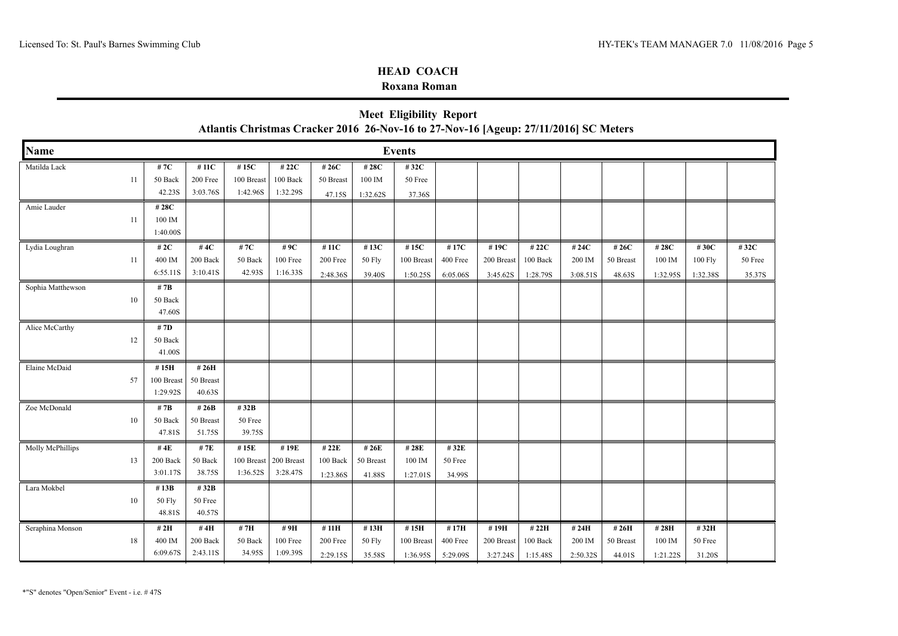## HEAD COACH

**Roxana Roman**

## Meet Eligibility Report

**Atlantis Christmas Cracker 2016 26-Nov-16 to 27-Nov-16 [Ageup: 27/11/2016] SC Meters**

| Name | Age | Events | | | | | | | | | | | | | | |
|---|---|---|---|---|---|---|---|---|---|---|---|---|---|---|---|---|
| Matilda Lack | 11 | #7C 50 Back 42.23S | #11C 200 Free 3:03.76S | #15C 100 Breast 1:42.96S | #22C 100 Back 1:32.29S | #26C 50 Breast 47.15S | #28C 100 IM 1:32.62S | #32C 50 Free 37.36S | | | | | | | | |
| Amie Lauder | 11 | #28C 100 IM 1:40.00S | | | | | | | | | | | | | | |
| Lydia Loughran | 11 | #2C 400 IM 6:55.11S | #4C 200 Back 3:10.41S | #7C 50 Back 42.93S | #9C 100 Free 1:16.33S | #11C 200 Free 2:48.36S | #13C 50 Fly 39.40S | #15C 100 Breast 1:50.25S | #17C 400 Free 6:05.06S | #19C 200 Breast 3:45.62S | #22C 100 Back 1:28.79S | #24C 200 IM 3:08.51S | #26C 50 Breast 48.63S | #28C 100 IM 1:32.95S | #30C 100 Fly 1:32.38S | #32C 50 Free 35.37S |
| Sophia Matthewson | 10 | #7B 50 Back 47.60S | | | | | | | | | | | | | | |
| Alice McCarthy | 12 | #7D 50 Back 41.00S | | | | | | | | | | | | | | |
| Elaine McDaid | 57 | #15H 100 Breast 1:29.92S | #26H 50 Breast 40.63S | | | | | | | | | | | | | |
| Zoe McDonald | 10 | #7B 50 Back 47.81S | #26B 50 Breast 51.75S | #32B 50 Free 39.75S | | | | | | | | | | | | |
| Molly McPhillips | 13 | #4E 200 Back 3:01.17S | #7E 50 Back 38.75S | #15E 100 Breast 1:36.52S | #19E 200 Breast 3:28.47S | #22E 100 Back 1:23.86S | #26E 50 Breast 41.88S | #28E 100 IM 1:27.01S | #32E 50 Free 34.99S | | | | | | | |
| Lara Mokbel | 10 | #13B 50 Fly 48.81S | #32B 50 Free 40.57S | | | | | | | | | | | | | |
| Seraphina Monson | 18 | #2H 400 IM 6:09.67S | #4H 200 Back 2:43.11S | #7H 50 Back 34.95S | #9H 100 Free 1:09.39S | #11H 200 Free 2:29.15S | #13H 50 Fly 35.58S | #15H 100 Breast 1:36.95S | #17H 400 Free 5:29.09S | #19H 200 Breast 3:27.24S | #22H 100 Back 1:15.48S | #24H 200 IM 2:50.32S | #26H 50 Breast 44.01S | #28H 100 IM 1:21.22S | #32H 50 Free 31.20S | |

*"S" denotes "Open/Senior" Event - i.e. # 47S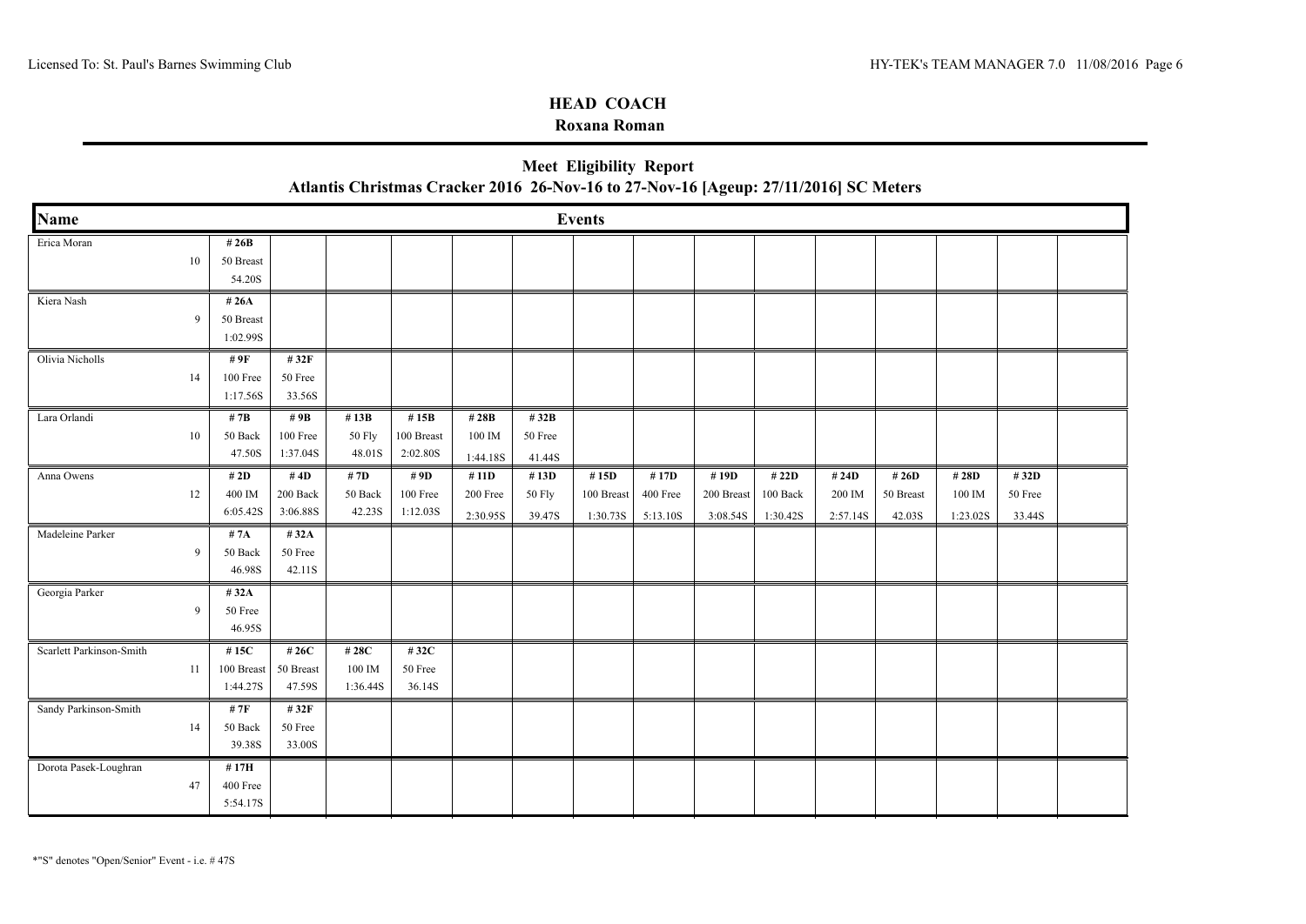## HEAD COACH

**Roxana Roman**

## Meet Eligibility Report

### Atlantis Christmas Cracker 2016 26-Nov-16 to 27-Nov-16 [Ageup: 27/11/2016] SC Meters

| Name | Age | Events | | | | | | | | | | | | | |
|---|---|---|---|---|---|---|---|---|---|---|---|---|---|---|---|
| Erica Moran | 10 | # 26B<br>50 Breast<br>54.20S | | | | | | | | | | | | | |
| Kiera Nash | 9 | # 26A<br>50 Breast<br>1:02.99S | | | | | | | | | | | | | |
| Olivia Nicholls | 14 | # 9F<br>100 Free<br>1:17.56S | # 32F<br>50 Free<br>33.56S | | | | | | | | | | | | |
| Lara Orlandi | 10 | # 7B<br>50 Back<br>47.50S | # 9B<br>100 Free<br>1:37.04S | # 13B<br>50 Fly<br>48.01S | # 15B<br>100 Breast<br>2:02.80S | # 28B<br>100 IM<br>1:44.18S | # 32B<br>50 Free<br>41.44S | | | | | | | | |
| Anna Owens | 12 | # 2D<br>400 IM<br>6:05.42S | # 4D<br>200 Back<br>3:06.88S | # 7D<br>50 Back<br>42.23S | # 9D<br>100 Free<br>1:12.03S | # 11D<br>200 Free<br>2:30.95S | # 13D<br>50 Fly<br>39.47S | # 15D<br>100 Breast<br>1:30.73S | # 17D<br>400 Free<br>5:13.10S | # 19D<br>200 Breast<br>3:08.54S | # 22D<br>100 Back<br>1:30.42S | # 24D<br>200 IM<br>2:57.14S | # 26D<br>50 Breast<br>42.03S | # 28D<br>100 IM<br>1:23.02S | # 32D<br>50 Free<br>33.44S |
| Madeleine Parker | 9 | # 7A<br>50 Back<br>46.98S | # 32A<br>50 Free<br>42.11S | | | | | | | | | | | | |
| Georgia Parker | 9 | # 32A<br>50 Free<br>46.95S | | | | | | | | | | | | | |
| Scarlett Parkinson-Smith | 11 | # 15C<br>100 Breast<br>1:44.27S | # 26C<br>50 Breast<br>47.59S | # 28C<br>100 IM<br>1:36.44S | # 32C<br>50 Free<br>36.14S | | | | | | | | | | |
| Sandy Parkinson-Smith | 14 | # 7F<br>50 Back<br>39.38S | # 32F<br>50 Free<br>33.00S | | | | | | | | | | | | |
| Dorota Pasek-Loughran | 47 | # 17H<br>400 Free<br>5:54.17S | | | | | | | | | | | | | |

*"S" denotes "Open/Senior" Event - i.e. # 47S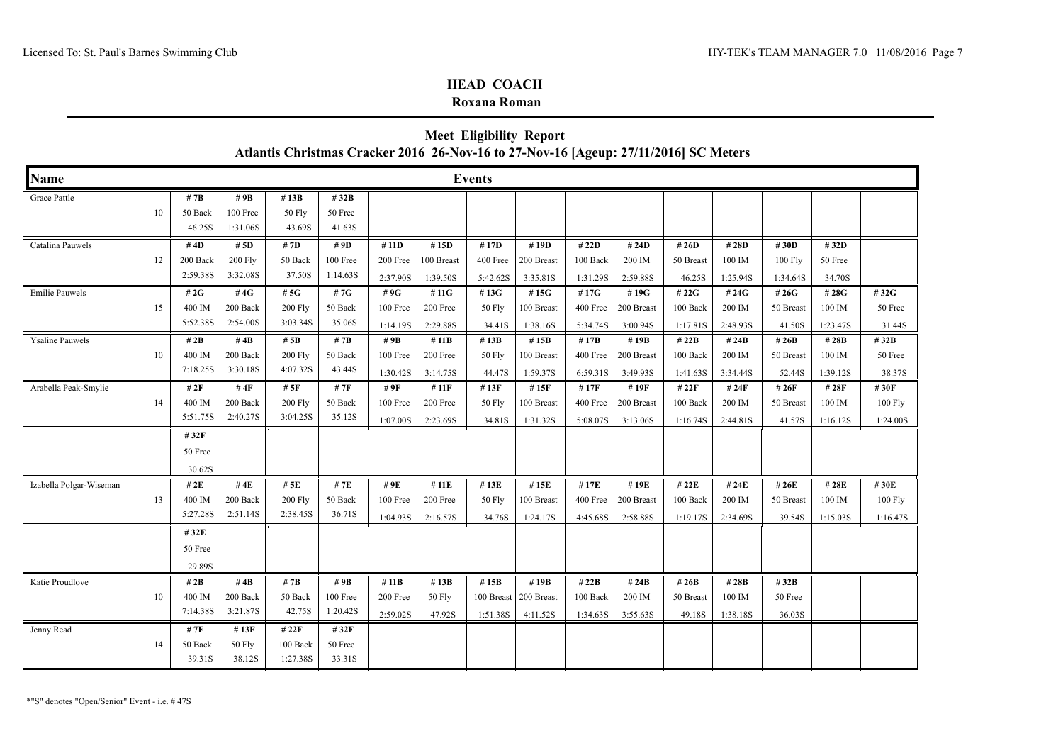**HEAD COACH**
**Roxana Roman**

## Meet Eligibility Report

### Atlantis Christmas Cracker 2016 26-Nov-16 to 27-Nov-16 [Ageup: 27/11/2016] SC Meters

| Name | Age | Events | | | | | | | | | | | | | | |
|---|---|---|---|---|---|---|---|---|---|---|---|---|---|---|---|---|
| Grace Pattle | 10 | #7B<br>50 Back<br>46.25S | #9B<br>100 Free<br>1:31.06S | #13B<br>50 Fly<br>43.69S | #32B<br>50 Free<br>41.63S | | | | | | | | | | | |
| Catalina Pauwels | 12 | #4D<br>200 Back<br>2:59.38S | #5D<br>200 Fly<br>3:32.08S | #7D<br>50 Back<br>37.50S | #9D<br>100 Free<br>1:14.63S | #11D<br>200 Free<br>2:37.90S | #15D<br>100 Breast<br>1:39.50S | #17D<br>400 Free<br>5:42.62S | #19D<br>200 Breast<br>3:35.81S | #22D<br>100 Back<br>1:31.29S | #24D<br>200 IM<br>2:59.88S | #26D<br>50 Breast<br>46.25S | #28D<br>100 IM<br>1:25.94S | #30D<br>100 Fly<br>1:34.64S | #32D<br>50 Free<br>34.70S | |
| Emilie Pauwels | 15 | #2G<br>400 IM<br>5:52.38S | #4G<br>200 Back<br>2:54.00S | #5G<br>200 Fly<br>3:03.34S | #7G<br>50 Back<br>35.06S | #9G<br>100 Free<br>1:14.19S | #11G<br>200 Free<br>2:29.88S | #13G<br>50 Fly<br>34.41S | #15G<br>100 Breast<br>1:38.16S | #17G<br>400 Free<br>5:34.74S | #19G<br>200 Breast<br>3:00.94S | #22G<br>100 Back<br>1:17.81S | #24G<br>200 IM<br>2:48.93S | #26G<br>50 Breast<br>41.50S | #28G<br>100 IM<br>1:23.47S | #32G<br>50 Free<br>31.44S |
| Ysaline Pauwels | 10 | #2B<br>400 IM<br>7:18.25S | #4B<br>200 Back<br>3:30.18S | #5B<br>200 Fly<br>4:07.32S | #7B<br>50 Back<br>43.44S | #9B<br>100 Free<br>1:30.42S | #11B<br>200 Free<br>3:14.75S | #13B<br>50 Fly<br>44.47S | #15B<br>100 Breast<br>1:59.37S | #17B<br>400 Free<br>6:59.31S | #19B<br>200 Breast<br>3:49.93S | #22B<br>100 Back<br>1:41.63S | #24B<br>200 IM<br>3:34.44S | #26B<br>50 Breast<br>52.44S | #28B<br>100 IM<br>1:39.12S | #32B<br>50 Free<br>38.37S |
| Arabella Peak-Smylie | 14 | #2F<br>400 IM<br>5:51.75S | #4F<br>200 Back<br>2:40.27S | #5F<br>200 Fly<br>3:04.25S | #7F<br>50 Back<br>35.12S | #9F<br>100 Free<br>1:07.00S | #11F<br>200 Free<br>2:23.69S | #13F<br>50 Fly<br>34.81S | #15F<br>100 Breast<br>1:31.32S | #17F<br>400 Free<br>5:08.07S | #19F<br>200 Breast<br>3:13.06S | #22F<br>100 Back<br>1:16.74S | #24F<br>200 IM<br>2:44.81S | #26F<br>50 Breast<br>41.57S | #28F<br>100 IM<br>1:16.12S | #30F<br>100 Fly<br>1:24.00S |
| | | #32F<br>50 Free<br>30.62S | | | | | | | | | | | | | | |
| Izabella Polgar-Wiseman | 13 | #2E<br>400 IM<br>5:27.28S | #4E<br>200 Back<br>2:51.14S | #5E<br>200 Fly<br>2:38.45S | #7E<br>50 Back<br>36.71S | #9E<br>100 Free<br>1:04.93S | #11E<br>200 Free<br>2:16.57S | #13E<br>50 Fly<br>34.76S | #15E<br>100 Breast<br>1:24.17S | #17E<br>400 Free<br>4:45.68S | #19E<br>200 Breast<br>2:58.88S | #22E<br>100 Back<br>1:19.17S | #24E<br>200 IM<br>2:34.69S | #26E<br>50 Breast<br>39.54S | #28E<br>100 IM<br>1:15.03S | #30E<br>100 Fly<br>1:16.47S |
| | | #32E<br>50 Free<br>29.89S | | | | | | | | | | | | | | |
| Katie Proudlove | 10 | #2B<br>400 IM<br>7:14.38S | #4B<br>200 Back<br>3:21.87S | #7B<br>50 Back<br>42.75S | #9B<br>100 Free<br>1:20.42S | #11B<br>200 Free<br>2:59.02S | #13B<br>50 Fly<br>47.92S | #15B<br>100 Breast<br>1:51.38S | #19B<br>200 Breast<br>4:11.52S | #22B<br>100 Back<br>1:34.63S | #24B<br>200 IM<br>3:55.63S | #26B<br>50 Breast<br>49.18S | #28B<br>100 IM<br>1:38.18S | #32B<br>50 Free<br>36.03S | | |
| Jenny Read | 14 | #7F<br>50 Back<br>39.31S | #13F<br>50 Fly<br>38.12S | #22F<br>100 Back<br>1:27.38S | #32F<br>50 Free<br>33.31S | | | | | | | | | | | |

*"S" denotes "Open/Senior" Event - i.e. # 47S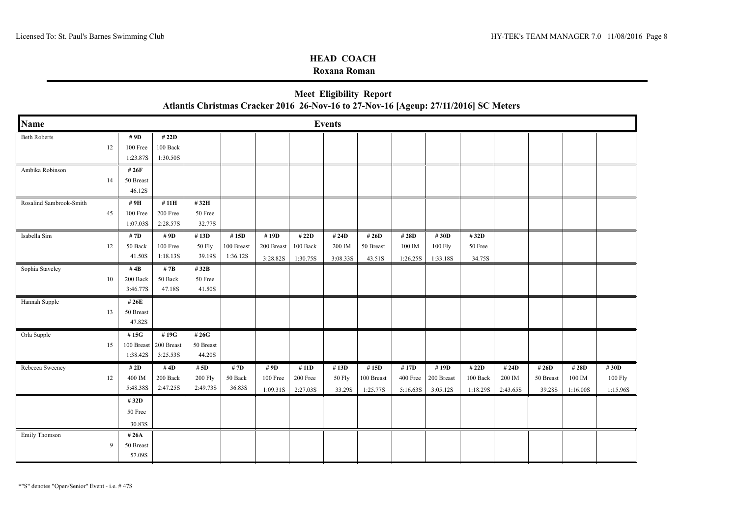## HEAD COACH

**Roxana Roman**

## Meet Eligibility Report

**Atlantis Christmas Cracker 2016 26-Nov-16 to 27-Nov-16 [Ageup: 27/11/2016] SC Meters**

| Name | Age | Events | | | | | | | | | | | | | | |
|---|---|---|---|---|---|---|---|---|---|---|---|---|---|---|---|---|
| Beth Roberts | 12 | # 9D<br>100 Free<br>1:23.87S | # 22D<br>100 Back<br>1:30.50S | | | | | | | | | | | | | |
| Ambika Robinson | 14 | # 26F<br>50 Breast<br>46.12S | | | | | | | | | | | | | | |
| Rosalind Sambrook-Smith | 45 | # 9H<br>100 Free<br>1:07.03S | # 11H<br>200 Free<br>2:28.57S | # 32H<br>50 Free<br>32.77S | | | | | | | | | | | | |
| Isabella Sim | 12 | # 7D<br>50 Back<br>41.50S | # 9D<br>100 Free<br>1:18.13S | # 13D<br>50 Fly<br>39.19S | # 15D<br>100 Breast<br>1:36.12S | # 19D<br>200 Breast<br>3:28.82S | # 22D<br>100 Back<br>1:30.75S | # 24D<br>200 IM<br>3:08.33S | # 26D<br>50 Breast<br>43.51S | # 28D<br>100 IM<br>1:26.25S | # 30D<br>100 Fly<br>1:33.18S | # 32D<br>50 Free<br>34.75S | | | | |
| Sophia Staveley | 10 | # 4B<br>200 Back<br>3:46.77S | # 7B<br>50 Back<br>47.18S | # 32B<br>50 Free<br>41.50S | | | | | | | | | | | | |
| Hannah Supple | 13 | # 26E<br>50 Breast<br>47.82S | | | | | | | | | | | | | | |
| Orla Supple | 15 | # 15G<br>100 Breast<br>1:38.42S | # 19G<br>200 Breast<br>3:25.53S | # 26G<br>50 Breast<br>44.20S | | | | | | | | | | | | |
| Rebecca Sweeney | 12 | # 2D<br>400 IM<br>5:48.38S | # 4D<br>200 Back<br>2:47.25S | # 5D<br>200 Fly<br>2:49.73S | # 7D<br>50 Back<br>36.83S | # 9D<br>100 Free<br>1:09.31S | # 11D<br>200 Free<br>2:27.03S | # 13D<br>50 Fly<br>33.29S | # 15D<br>100 Breast<br>1:25.77S | # 17D<br>400 Free<br>5:16.63S | # 19D<br>200 Breast<br>3:05.12S | # 22D<br>100 Back<br>1:18.29S | # 24D<br>200 IM<br>2:43.65S | # 26D<br>50 Breast<br>39.28S | # 28D<br>100 IM<br>1:16.00S | # 30D<br>100 Fly<br>1:15.96S |
| | | # 32D<br>50 Free<br>30.83S | | | | | | | | | | | | | | |
| Emily Thomson | 9 | # 26A<br>50 Breast<br>57.09S | | | | | | | | | | | | | | |

*"S" denotes "Open/Senior" Event - i.e. # 47S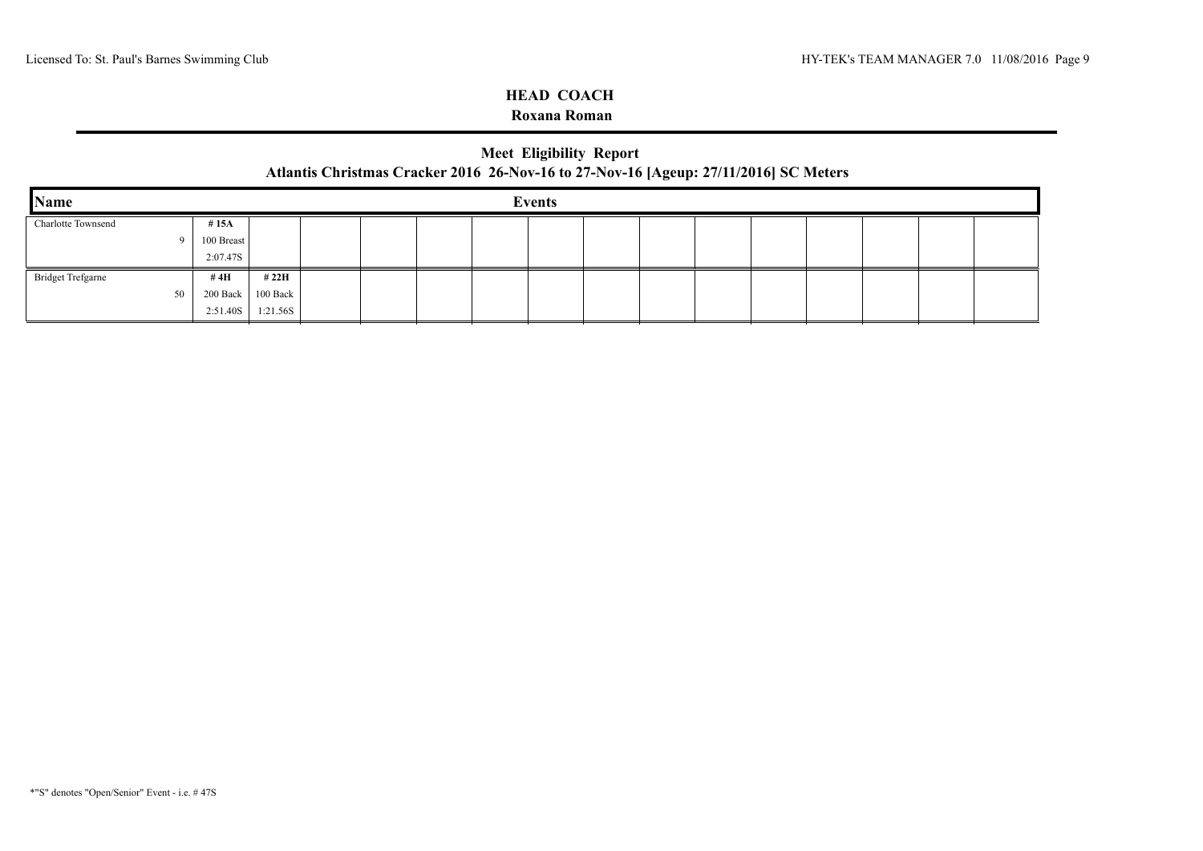## HEAD COACH

**Roxana Roman**

### Meet Eligibility Report

**Atlantis Christmas Cracker 2016 26-Nov-16 to 27-Nov-16 [Ageup: 27/11/2016] SC Meters**

| Name | | Events | | | | | | | | | | | | | | |
|---|---|---|---|---|---|---|---|---|---|---|---|---|---|---|---|---|
| Charlotte Townsend | 9 | # 15A<br>100 Breast<br>2:07.47S | | | | | | | | | | | | | | |
| Bridget Trefgarne | 50 | # 4H<br>200 Back<br>2:51.40S | # 22H<br>100 Back<br>1:21.56S | | | | | | | | | | | | | |

*"S" denotes "Open/Senior" Event - i.e. # 47S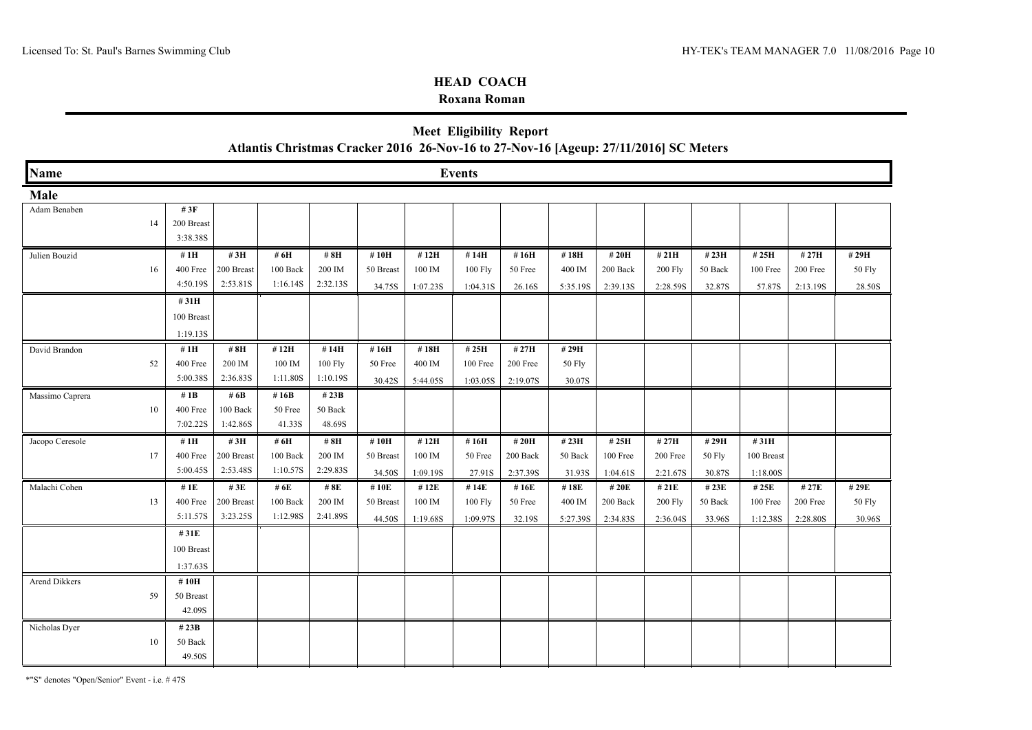Licensed To: St. Paul's Barnes Swimming Club

## HEAD COACH

**Roxana Roman**

## Meet Eligibility Report

**Atlantis Christmas Cracker 2016 26-Nov-16 to 27-Nov-16 [Ageup: 27/11/2016] SC Meters**

| Name | | Events | | | | | | | | | | | | | | |
|---|---|---|---|---|---|---|---|---|---|---|---|---|---|---|---|---|
| **Male** | | | | | | | | | | | | | | | | |
| Adam Benaben | 14 | # 3F<br>200 Breast<br>3:38.38S | | | | | | | | | | | | | | |
| Julien Bouzid | 16 | # 1H<br>400 Free<br>4:50.19S | # 3H<br>200 Breast<br>2:53.81S | # 6H<br>100 Back<br>1:16.14S | # 8H<br>200 IM<br>2:32.13S | # 10H<br>50 Breast<br>34.75S | # 12H<br>100 IM<br>1:07.23S | # 14H<br>100 Fly<br>1:04.31S | # 16H<br>50 Free<br>26.16S | # 18H<br>400 IM<br>5:35.19S | # 20H<br>200 Back<br>2:39.13S | # 21H<br>200 Fly<br>2:28.59S | # 23H<br>50 Back<br>32.87S | # 25H<br>100 Free<br>57.87S | # 27H<br>200 Free<br>2:13.19S | # 29H<br>50 Fly<br>28.50S |
| | | # 31H<br>100 Breast<br>1:19.13S | | | | | | | | | | | | | | |
| David Brandon | 52 | # 1H<br>400 Free<br>5:00.38S | # 8H<br>200 IM<br>2:36.83S | # 12H<br>100 IM<br>1:11.80S | # 14H<br>100 Fly<br>1:10.19S | # 16H<br>50 Free<br>30.42S | # 18H<br>400 IM<br>5:44.05S | # 25H<br>100 Free<br>1:03.05S | # 27H<br>200 Free<br>2:19.07S | # 29H<br>50 Fly<br>30.07S | | | | | | |
| Massimo Caprera | 10 | # 1B<br>400 Free<br>7:02.22S | # 6B<br>100 Back<br>1:42.86S | # 16B<br>50 Free<br>41.33S | # 23B<br>50 Back<br>48.69S | | | | | | | | | | | |
| Jacopo Ceresole | 17 | # 1H<br>400 Free<br>5:00.45S | # 3H<br>200 Breast<br>2:53.48S | # 6H<br>100 Back<br>1:10.57S | # 8H<br>200 IM<br>2:29.83S | # 10H<br>50 Breast<br>34.50S | # 12H<br>100 IM<br>1:09.19S | # 16H<br>50 Free<br>27.91S | # 20H<br>200 Back<br>2:37.39S | # 23H<br>50 Back<br>31.93S | # 25H<br>100 Free<br>1:04.61S | # 27H<br>200 Free<br>2:21.67S | # 29H<br>50 Fly<br>30.87S | # 31H<br>100 Breast<br>1:18.00S | | |
| Malachi Cohen | 13 | # 1E<br>400 Free<br>5:11.57S | # 3E<br>200 Breast<br>3:23.25S | # 6E<br>100 Back<br>1:12.98S | # 8E<br>200 IM<br>2:41.89S | # 10E<br>50 Breast<br>44.50S | # 12E<br>100 IM<br>1:19.68S | # 14E<br>100 Fly<br>1:09.97S | # 16E<br>50 Free<br>32.19S | # 18E<br>400 IM<br>5:27.39S | # 20E<br>200 Back<br>2:34.83S | # 21E<br>200 Fly<br>2:36.04S | # 23E<br>50 Back<br>33.96S | # 25E<br>100 Free<br>1:12.38S | # 27E<br>200 Free<br>2:28.80S | # 29E<br>50 Fly<br>30.96S |
| | | # 31E<br>100 Breast<br>1:37.63S | | | | | | | | | | | | | | |
| Arend Dikkers | 59 | # 10H<br>50 Breast<br>42.09S | | | | | | | | | | | | | | |
| Nicholas Dyer | 10 | # 23B<br>50 Back<br>49.50S | | | | | | | | | | | | | | |

*"S" denotes "Open/Senior" Event - i.e. # 47S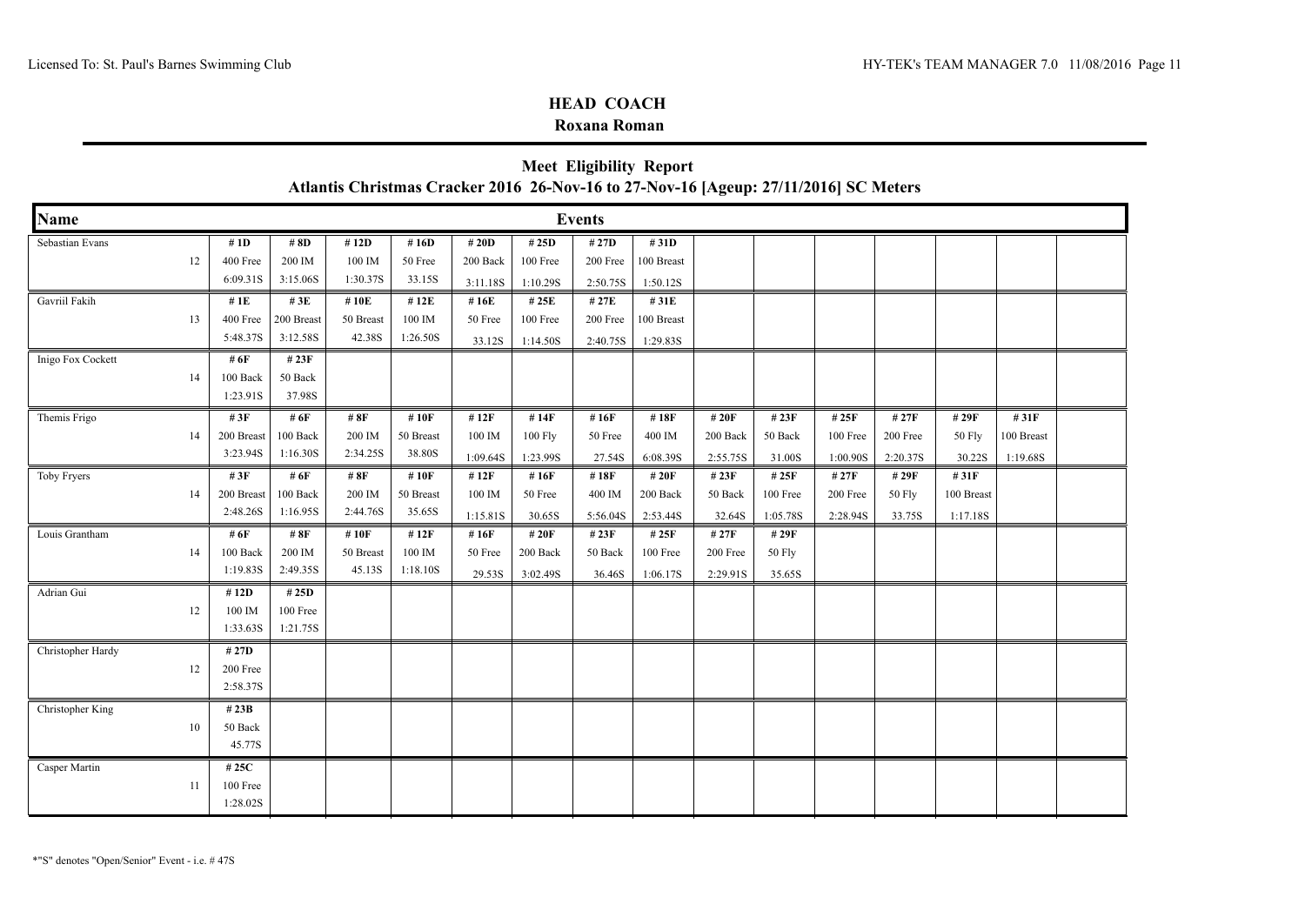## HEAD COACH

**Roxana Roman**

## Meet Eligibility Report

**Atlantis Christmas Cracker 2016 26-Nov-16 to 27-Nov-16 [Ageup: 27/11/2016] SC Meters**

| Name | | Events | | | | | | | | | | | | | |
|---|---|---|---|---|---|---|---|---|---|---|---|---|---|---|---|
| Sebastian Evans | 12 | # 1D 400 Free 6:09.31S | # 8D 200 IM 3:15.06S | # 12D 100 IM 1:30.37S | # 16D 50 Free 33.15S | # 20D 200 Back 3:11.18S | # 25D 100 Free 1:10.29S | # 27D 200 Free 2:50.75S | # 31D 100 Breast 1:50.12S | | | | | | |
| Gavriil Fakih | 13 | # 1E 400 Free 5:48.37S | # 3E 200 Breast 3:12.58S | # 10E 50 Breast 42.38S | # 12E 100 IM 1:26.50S | # 16E 50 Free 33.12S | # 25E 100 Free 1:14.50S | # 27E 200 Free 2:40.75S | # 31E 100 Breast 1:29.83S | | | | | | |
| Inigo Fox Cockett | 14 | # 6F 100 Back 1:23.91S | # 23F 50 Back 37.98S | | | | | | | | | | | | |
| Themis Frigo | 14 | # 3F 200 Breast 3:23.94S | # 6F 100 Back 1:16.30S | # 8F 200 IM 2:34.25S | # 10F 50 Breast 38.80S | # 12F 100 IM 1:09.64S | # 14F 100 Fly 1:23.99S | # 16F 50 Free 27.54S | # 18F 400 IM 6:08.39S | # 20F 200 Back 2:55.75S | # 23F 50 Back 31.00S | # 25F 100 Free 1:00.90S | # 27F 200 Free 2:20.37S | # 29F 50 Fly 30.22S | # 31F 100 Breast 1:19.68S |
| Toby Fryers | 14 | # 3F 200 Breast 2:48.26S | # 6F 100 Back 1:16.95S | # 8F 200 IM 2:44.76S | # 10F 50 Breast 35.65S | # 12F 100 IM 1:15.81S | # 16F 50 Free 30.65S | # 18F 400 IM 5:56.04S | # 20F 200 Back 2:53.44S | # 23F 50 Back 32.64S | # 25F 100 Free 1:05.78S | # 27F 200 Free 2:28.94S | # 29F 50 Fly 33.75S | # 31F 100 Breast 1:17.18S | |
| Louis Grantham | 14 | # 6F 100 Back 1:19.83S | # 8F 200 IM 2:49.35S | # 10F 50 Breast 45.13S | # 12F 100 IM 1:18.10S | # 16F 50 Free 29.53S | # 20F 200 Back 3:02.49S | # 23F 50 Back 36.46S | # 25F 100 Free 1:06.17S | # 27F 200 Free 2:29.91S | # 29F 50 Fly 35.65S | | | | |
| Adrian Gui | 12 | # 12D 100 IM 1:33.63S | # 25D 100 Free 1:21.75S | | | | | | | | | | | | |
| Christopher Hardy | 12 | # 27D 200 Free 2:58.37S | | | | | | | | | | | | | |
| Christopher King | 10 | # 23B 50 Back 45.77S | | | | | | | | | | | | | |
| Casper Martin | 11 | # 25C 100 Free 1:28.02S | | | | | | | | | | | | | |

*"S" denotes "Open/Senior" Event - i.e. # 47S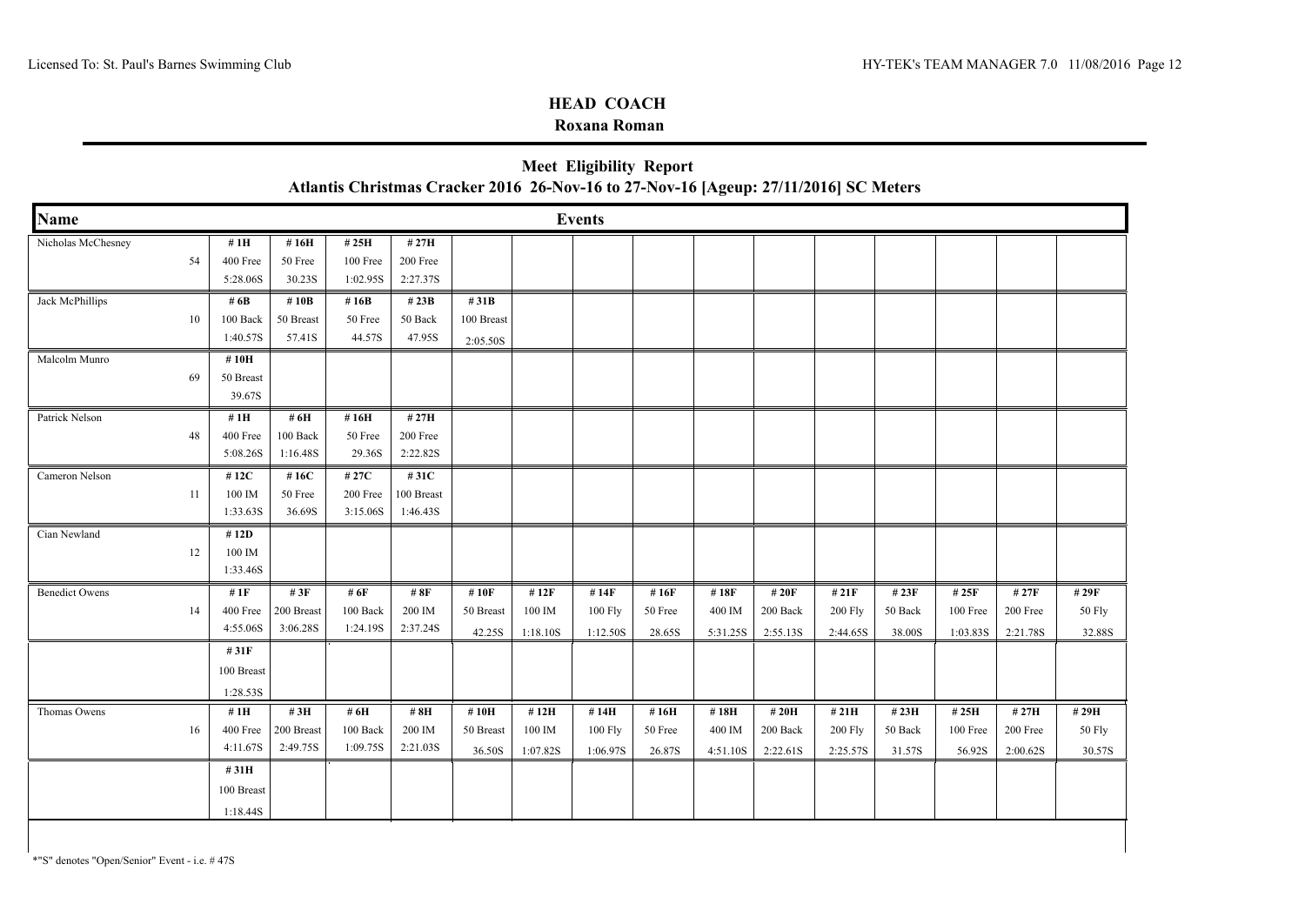## HEAD COACH

**Roxana Roman**

## Meet Eligibility Report

**Atlantis Christmas Cracker 2016 26-Nov-16 to 27-Nov-16 [Ageup: 27/11/2016] SC Meters**

| Name | | Events | | | | | | | | | | | | | | |
|---|---|---|---|---|---|---|---|---|---|---|---|---|---|---|---|---|
| Nicholas McChesney | 54 | #1H<br>400 Free<br>5:28.06S | #16H<br>50 Free<br>30.23S | #25H<br>100 Free<br>1:02.95S | #27H<br>200 Free<br>2:27.37S | | | | | | | | | | | |
| Jack McPhillips | 10 | #6B<br>100 Back<br>1:40.57S | #10B<br>50 Breast<br>57.41S | #16B<br>50 Free<br>44.57S | #23B<br>50 Back<br>47.95S | #31B<br>100 Breast<br>2:05.50S | | | | | | | | | | |
| Malcolm Munro | 69 | #10H<br>50 Breast<br>39.67S | | | | | | | | | | | | | | |
| Patrick Nelson | 48 | #1H<br>400 Free<br>5:08.26S | #6H<br>100 Back<br>1:16.48S | #16H<br>50 Free<br>29.36S | #27H<br>200 Free<br>2:22.82S | | | | | | | | | | | |
| Cameron Nelson | 11 | #12C<br>100 IM<br>1:33.63S | #16C<br>50 Free<br>36.69S | #27C<br>200 Free<br>3:15.06S | #31C<br>100 Breast<br>1:46.43S | | | | | | | | | | | |
| Cian Newland | 12 | #12D<br>100 IM<br>1:33.46S | | | | | | | | | | | | | | |
| Benedict Owens | 14 | #1F<br>400 Free<br>4:55.06S | #3F<br>200 Breast<br>3:06.28S | #6F<br>100 Back<br>1:24.19S | #8F<br>200 IM<br>2:37.24S | #10F<br>50 Breast<br>42.25S | #12F<br>100 IM<br>1:18.10S | #14F<br>100 Fly<br>1:12.50S | #16F<br>50 Free<br>28.65S | #18F<br>400 IM<br>5:31.25S | #20F<br>200 Back<br>2:55.13S | #21F<br>200 Fly<br>2:44.65S | #23F<br>50 Back<br>38.00S | #25F<br>100 Free<br>1:03.83S | #27F<br>200 Free<br>2:21.78S | #29F<br>50 Fly<br>32.88S |
| | | #31F<br>100 Breast<br>1:28.53S | | | | | | | | | | | | | | |
| Thomas Owens | 16 | #1H<br>400 Free<br>4:11.67S | #3H<br>200 Breast<br>2:49.75S | #6H<br>100 Back<br>1:09.75S | #8H<br>200 IM<br>2:21.03S | #10H<br>50 Breast<br>36.50S | #12H<br>100 IM<br>1:07.82S | #14H<br>100 Fly<br>1:06.97S | #16H<br>50 Free<br>26.87S | #18H<br>400 IM<br>4:51.10S | #20H<br>200 Back<br>2:22.61S | #21H<br>200 Fly<br>2:25.57S | #23H<br>50 Back<br>31.57S | #25H<br>100 Free<br>56.92S | #27H<br>200 Free<br>2:00.62S | #29H<br>50 Fly<br>30.57S |
| | | #31H<br>100 Breast<br>1:18.44S | | | | | | | | | | | | | | |

*"S" denotes "Open/Senior" Event - i.e. # 47S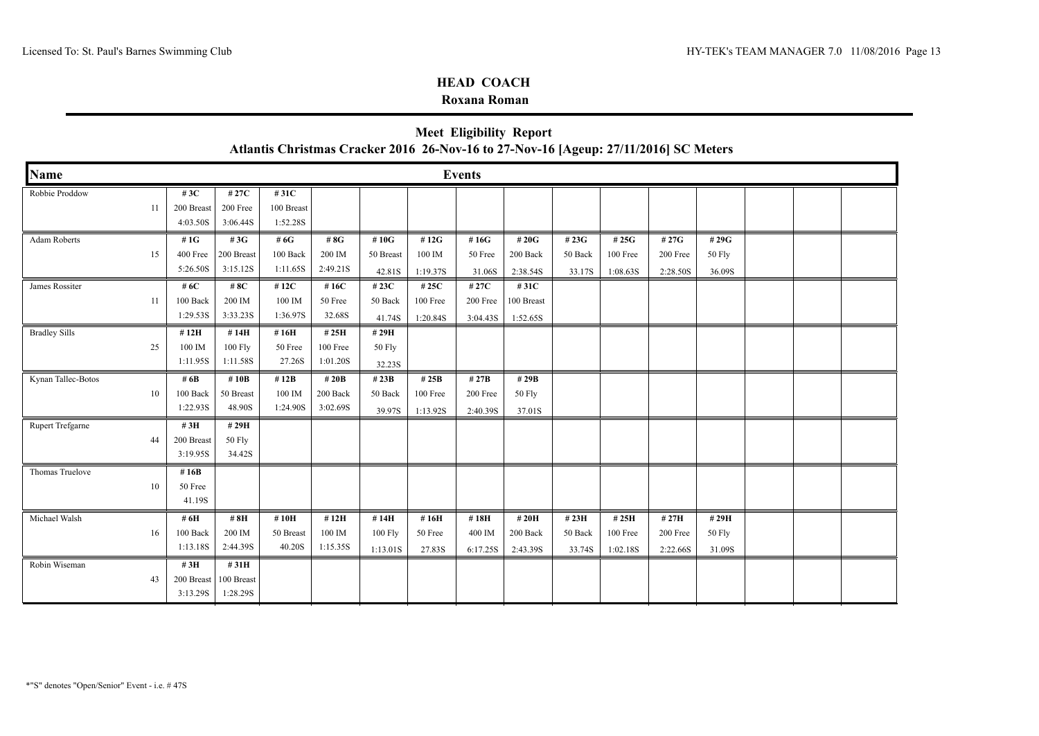## HEAD COACH

**Roxana Roman**

## Meet Eligibility Report

### Atlantis Christmas Cracker 2016 26-Nov-16 to 27-Nov-16 [Ageup: 27/11/2016] SC Meters

| Name | | Events | | | | | | | | | | | | | | |
|---|---|---|---|---|---|---|---|---|---|---|---|---|---|---|---|---|
| Robbie Proddow | 11 | # 3C<br>200 Breast<br>4:03.50S | # 27C<br>200 Free<br>3:06.44S | # 31C<br>100 Breast<br>1:52.28S | | | | | | | | | | | | |
| Adam Roberts | 15 | # 1G<br>400 Free<br>5:26.50S | # 3G<br>200 Breast<br>3:15.12S | # 6G<br>100 Back<br>1:11.65S | # 8G<br>200 IM<br>2:49.21S | # 10G<br>50 Breast<br>42.81S | # 12G<br>100 IM<br>1:19.37S | # 16G<br>50 Free<br>31.06S | # 20G<br>200 Back<br>2:38.54S | # 23G<br>50 Back<br>33.17S | # 25G<br>100 Free<br>1:08.63S | # 27G<br>200 Free<br>2:28.50S | # 29G<br>50 Fly<br>36.09S | | | |
| James Rossiter | 11 | # 6C<br>100 Back<br>1:29.53S | # 8C<br>200 IM<br>3:33.23S | # 12C<br>100 IM<br>1:36.97S | # 16C<br>50 Free<br>32.68S | # 23C<br>50 Back<br>41.74S | # 25C<br>100 Free<br>1:20.84S | # 27C<br>200 Free<br>3:04.43S | # 31C<br>100 Breast<br>1:52.65S | | | | | | | |
| Bradley Sills | 25 | # 12H<br>100 IM<br>1:11.95S | # 14H<br>100 Fly<br>1:11.58S | # 16H<br>50 Free<br>27.26S | # 25H<br>100 Free<br>1:01.20S | # 29H<br>50 Fly<br>32.23S | | | | | | | | | | |
| Kynan Tallec-Botos | 10 | # 6B<br>100 Back<br>1:22.93S | # 10B<br>50 Breast<br>48.90S | # 12B<br>100 IM<br>1:24.90S | # 20B<br>200 Back<br>3:02.69S | # 23B<br>50 Back<br>39.97S | # 25B<br>100 Free<br>1:13.92S | # 27B<br>200 Free<br>2:40.39S | # 29B<br>50 Fly<br>37.01S | | | | | | | |
| Rupert Trefgarne | 44 | # 3H<br>200 Breast<br>3:19.95S | # 29H<br>50 Fly<br>34.42S | | | | | | | | | | | | | |
| Thomas Truelove | 10 | # 16B<br>50 Free<br>41.19S | | | | | | | | | | | | | | |
| Michael Walsh | 16 | # 6H<br>100 Back<br>1:13.18S | # 8H<br>200 IM<br>2:44.39S | # 10H<br>50 Breast<br>40.20S | # 12H<br>100 IM<br>1:15.35S | # 14H<br>100 Fly<br>1:13.01S | # 16H<br>50 Free<br>27.83S | # 18H<br>400 IM<br>6:17.25S | # 20H<br>200 Back<br>2:43.39S | # 23H<br>50 Back<br>33.74S | # 25H<br>100 Free<br>1:02.18S | # 27H<br>200 Free<br>2:22.66S | # 29H<br>50 Fly<br>31.09S | | | |
| Robin Wiseman | 43 | # 3H<br>200 Breast<br>3:13.29S | # 31H<br>100 Breast<br>1:28.29S | | | | | | | | | | | | | |

*"S" denotes "Open/Senior" Event - i.e. # 47S